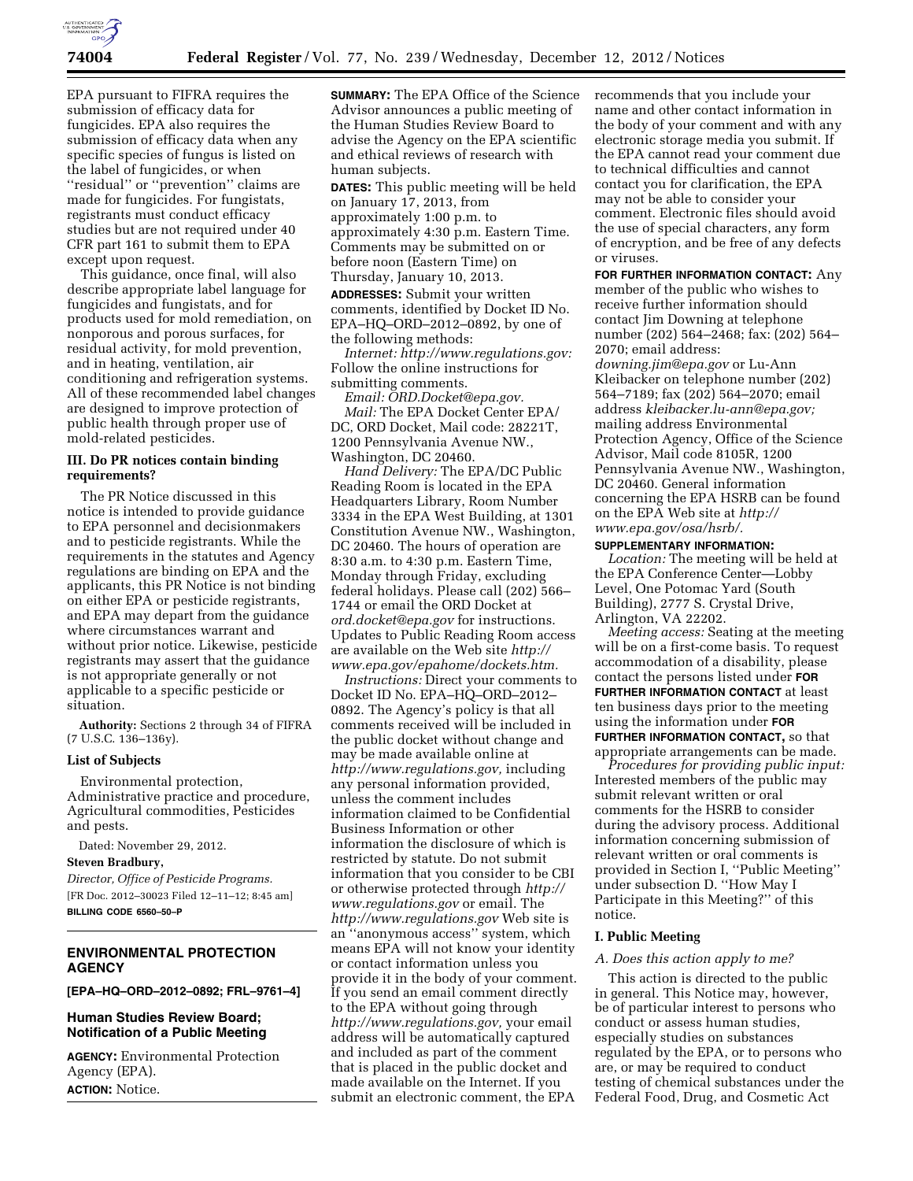EPA pursuant to FIFRA requires the submission of efficacy data for fungicides. EPA also requires the submission of efficacy data when any specific species of fungus is listed on the label of fungicides, or when ''residual'' or ''prevention'' claims are made for fungicides. For fungistats, registrants must conduct efficacy studies but are not required under 40 CFR part 161 to submit them to EPA except upon request.

This guidance, once final, will also describe appropriate label language for fungicides and fungistats, and for products used for mold remediation, on nonporous and porous surfaces, for residual activity, for mold prevention, and in heating, ventilation, air conditioning and refrigeration systems. All of these recommended label changes are designed to improve protection of public health through proper use of mold-related pesticides.

### III. Do PR notices contain binding requirements?

The PR Notice discussed in this notice is intended to provide guidance to EPA personnel and decisionmakers and to pesticide registrants. While the requirements in the statutes and Agency regulations are binding on EPA and the applicants, this PR Notice is not binding on either EPA or pesticide registrants, and EPA may depart from the guidance where circumstances warrant and without prior notice. Likewise, pesticide registrants may assert that the guidance is not appropriate generally or not applicable to a specific pesticide or situation.

**Authority:** Sections 2 through 34 of FIFRA (7 U.S.C. 136–136y).

### List of Subjects

Environmental protection, Administrative practice and procedure, Agricultural commodities, Pesticides and pests.

Dated: November 29, 2012.

**Steven Bradbury,**

*Director, Office of Pesticide Programs.*

[FR Doc. 2012–30023 Filed 12–11–12; 8:45 am]

**BILLING CODE 6560–50–P**

---

## ENVIRONMENTAL PROTECTION AGENCY

**[EPA–HQ–ORD–2012–0892; FRL–9761–4]**

## Human Studies Review Board; Notification of a Public Meeting

**AGENCY:** Environmental Protection Agency (EPA).

**ACTION:** Notice.

**SUMMARY:** The EPA Office of the Science Advisor announces a public meeting of the Human Studies Review Board to advise the Agency on the EPA scientific and ethical reviews of research with human subjects.

**DATES:** This public meeting will be held on January 17, 2013, from approximately 1:00 p.m. to approximately 4:30 p.m. Eastern Time. Comments may be submitted on or before noon (Eastern Time) on Thursday, January 10, 2013.

**ADDRESSES:** Submit your written comments, identified by Docket ID No. EPA–HQ–ORD–2012–0892, by one of the following methods:

*Internet: http://www.regulations.gov:* Follow the online instructions for submitting comments.

*Email: ORD.Docket@epa.gov.*

*Mail:* The EPA Docket Center EPA/DC, ORD Docket, Mail code: 28221T, 1200 Pennsylvania Avenue NW., Washington, DC 20460.

*Hand Delivery:* The EPA/DC Public Reading Room is located in the EPA Headquarters Library, Room Number 3334 in the EPA West Building, at 1301 Constitution Avenue NW., Washington, DC 20460. The hours of operation are 8:30 a.m. to 4:30 p.m. Eastern Time, Monday through Friday, excluding federal holidays. Please call (202) 566–1744 or email the ORD Docket at *ord.docket@epa.gov* for instructions. Updates to Public Reading Room access are available on the Web site *http://www.epa.gov/epahome/dockets.htm.*

*Instructions:* Direct your comments to Docket ID No. EPA–HQ–ORD–2012–0892. The Agency's policy is that all comments received will be included in the public docket without change and may be made available online at *http://www.regulations.gov,* including any personal information provided, unless the comment includes information claimed to be Confidential Business Information or other information the disclosure of which is restricted by statute. Do not submit information that you consider to be CBI or otherwise protected through *http://www.regulations.gov* or email. The *http://www.regulations.gov* Web site is an ''anonymous access'' system, which means EPA will not know your identity or contact information unless you provide it in the body of your comment. If you send an email comment directly to the EPA without going through *http://www.regulations.gov,* your email address will be automatically captured and included as part of the comment that is placed in the public docket and made available on the Internet. If you submit an electronic comment, the EPA recommends that you include your name and other contact information in the body of your comment and with any electronic storage media you submit. If the EPA cannot read your comment due to technical difficulties and cannot contact you for clarification, the EPA may not be able to consider your comment. Electronic files should avoid the use of special characters, any form of encryption, and be free of any defects or viruses.

**FOR FURTHER INFORMATION CONTACT:** Any member of the public who wishes to receive further information should contact Jim Downing at telephone number (202) 564–2468; fax: (202) 564–2070; email address: *downing.jim@epa.gov* or Lu-Ann Kleibacker on telephone number (202) 564–7189; fax (202) 564–2070; email address *kleibacker.lu-ann@epa.gov;* mailing address Environmental Protection Agency, Office of the Science Advisor, Mail code 8105R, 1200 Pennsylvania Avenue NW., Washington, DC 20460. General information concerning the EPA HSRB can be found on the EPA Web site at *http://www.epa.gov/osa/hsrb/.*

**SUPPLEMENTARY INFORMATION:**

*Location:* The meeting will be held at the EPA Conference Center—Lobby Level, One Potomac Yard (South Building), 2777 S. Crystal Drive, Arlington, VA 22202.

*Meeting access:* Seating at the meeting will be on a first-come basis. To request accommodation of a disability, please contact the persons listed under **FOR FURTHER INFORMATION CONTACT** at least ten business days prior to the meeting using the information under **FOR FURTHER INFORMATION CONTACT,** so that appropriate arrangements can be made.

*Procedures for providing public input:* Interested members of the public may submit relevant written or oral comments for the HSRB to consider during the advisory process. Additional information concerning submission of relevant written or oral comments is provided in Section I, ''Public Meeting'' under subsection D. ''How May I Participate in this Meeting?'' of this notice.

### I. Public Meeting

*A. Does this action apply to me?*

This action is directed to the public in general. This Notice may, however, be of particular interest to persons who conduct or assess human studies, especially studies on substances regulated by the EPA, or to persons who are, or may be required to conduct testing of chemical substances under the Federal Food, Drug, and Cosmetic Act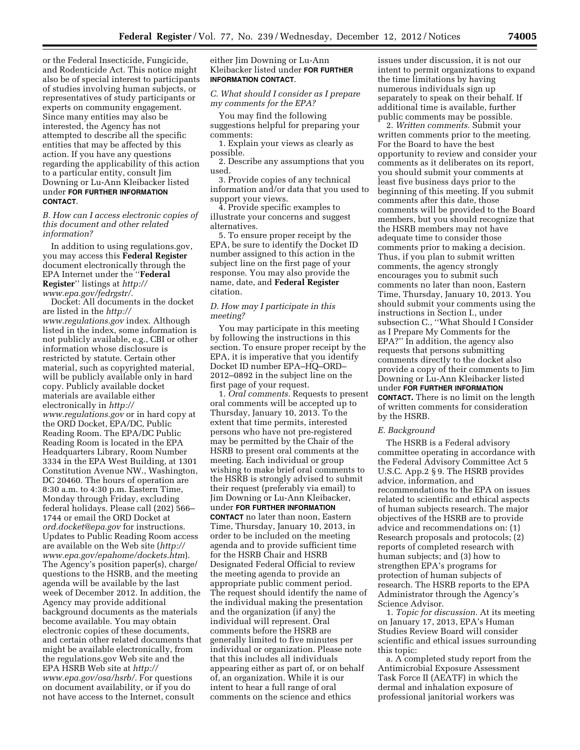or the Federal Insecticide, Fungicide, and Rodenticide Act. This notice might also be of special interest to participants of studies involving human subjects, or representatives of study participants or experts on community engagement. Since many entities may also be interested, the Agency has not attempted to describe all the specific entities that may be affected by this action. If you have any questions regarding the applicability of this action to a particular entity, consult Jim Downing or Lu-Ann Kleibacker listed under **FOR FURTHER INFORMATION CONTACT**.

### *B. How can I access electronic copies of this document and other related information?*

In addition to using regulations.gov, you may access this **Federal Register** document electronically through the EPA Internet under the "**Federal Register**" listings at *http://www.epa.gov/fedrgstr/.*

Docket: All documents in the docket are listed in the *http://www.regulations.gov* index. Although listed in the index, some information is not publicly available, e.g., CBI or other information whose disclosure is restricted by statute. Certain other material, such as copyrighted material, will be publicly available only in hard copy. Publicly available docket materials are available either electronically in *http://www.regulations.gov* or in hard copy at the ORD Docket, EPA/DC, Public Reading Room. The EPA/DC Public Reading Room is located in the EPA Headquarters Library, Room Number 3334 in the EPA West Building, at 1301 Constitution Avenue NW., Washington, DC 20460. The hours of operation are 8:30 a.m. to 4:30 p.m. Eastern Time, Monday through Friday, excluding federal holidays. Please call (202) 566–1744 or email the ORD Docket at *ord.docket@epa.gov* for instructions. Updates to Public Reading Room access are available on the Web site (*http://www.epa.gov/epahome/dockets.htm*). The Agency's position paper(s), charge/questions to the HSRB, and the meeting agenda will be available by the last week of December 2012. In addition, the Agency may provide additional background documents as the materials become available. You may obtain electronic copies of these documents, and certain other related documents that might be available electronically, from the regulations.gov Web site and the EPA HSRB Web site at *http://www.epa.gov/osa/hsrb/.* For questions on document availability, or if you do not have access to the Internet, consult either Jim Downing or Lu-Ann Kleibacker listed under **FOR FURTHER INFORMATION CONTACT**.

### *C. What should I consider as I prepare my comments for the EPA?*

You may find the following suggestions helpful for preparing your comments:

1. Explain your views as clearly as possible.
2. Describe any assumptions that you used.
3. Provide copies of any technical information and/or data that you used to support your views.
4. Provide specific examples to illustrate your concerns and suggest alternatives.
5. To ensure proper receipt by the EPA, be sure to identify the Docket ID number assigned to this action in the subject line on the first page of your response. You may also provide the name, date, and **Federal Register** citation.

### *D. How may I participate in this meeting?*

You may participate in this meeting by following the instructions in this section. To ensure proper receipt by the EPA, it is imperative that you identify Docket ID number EPA–HQ–ORD–2012–0892 in the subject line on the first page of your request.

1. *Oral comments.* Requests to present oral comments will be accepted up to Thursday, January 10, 2013. To the extent that time permits, interested persons who have not pre-registered may be permitted by the Chair of the HSRB to present oral comments at the meeting. Each individual or group wishing to make brief oral comments to the HSRB is strongly advised to submit their request (preferably via email) to Jim Downing or Lu-Ann Kleibacker, under **FOR FURTHER INFORMATION CONTACT** no later than noon, Eastern Time, Thursday, January 10, 2013, in order to be included on the meeting agenda and to provide sufficient time for the HSRB Chair and HSRB Designated Federal Official to review the meeting agenda to provide an appropriate public comment period. The request should identify the name of the individual making the presentation and the organization (if any) the individual will represent. Oral comments before the HSRB are generally limited to five minutes per individual or organization. Please note that this includes all individuals appearing either as part of, or on behalf of, an organization. While it is our intent to hear a full range of oral comments on the science and ethics issues under discussion, it is not our intent to permit organizations to expand the time limitations by having numerous individuals sign up separately to speak on their behalf. If additional time is available, further public comments may be possible.

2. *Written comments.* Submit your written comments prior to the meeting. For the Board to have the best opportunity to review and consider your comments as it deliberates on its report, you should submit your comments at least five business days prior to the beginning of this meeting. If you submit comments after this date, those comments will be provided to the Board members, but you should recognize that the HSRB members may not have adequate time to consider those comments prior to making a decision. Thus, if you plan to submit written comments, the agency strongly encourages you to submit such comments no later than noon, Eastern Time, Thursday, January 10, 2013. You should submit your comments using the instructions in Section I., under subsection C., "What Should I Consider as I Prepare My Comments for the EPA?" In addition, the agency also requests that persons submitting comments directly to the docket also provide a copy of their comments to Jim Downing or Lu-Ann Kleibacker listed under **FOR FURTHER INFORMATION CONTACT.** There is no limit on the length of written comments for consideration by the HSRB.

### *E. Background*

The HSRB is a Federal advisory committee operating in accordance with the Federal Advisory Committee Act 5 U.S.C. App.2 § 9. The HSRB provides advice, information, and recommendations to the EPA on issues related to scientific and ethical aspects of human subjects research. The major objectives of the HSRB are to provide advice and recommendations on: (1) Research proposals and protocols; (2) reports of completed research with human subjects; and (3) how to strengthen EPA's programs for protection of human subjects of research. The HSRB reports to the EPA Administrator through the Agency's Science Advisor.

1. *Topic for discussion.* At its meeting on January 17, 2013, EPA's Human Studies Review Board will consider scientific and ethical issues surrounding this topic:

a. A completed study report from the Antimicrobial Exposure Assessment Task Force II (AEATF) in which the dermal and inhalation exposure of professional janitorial workers was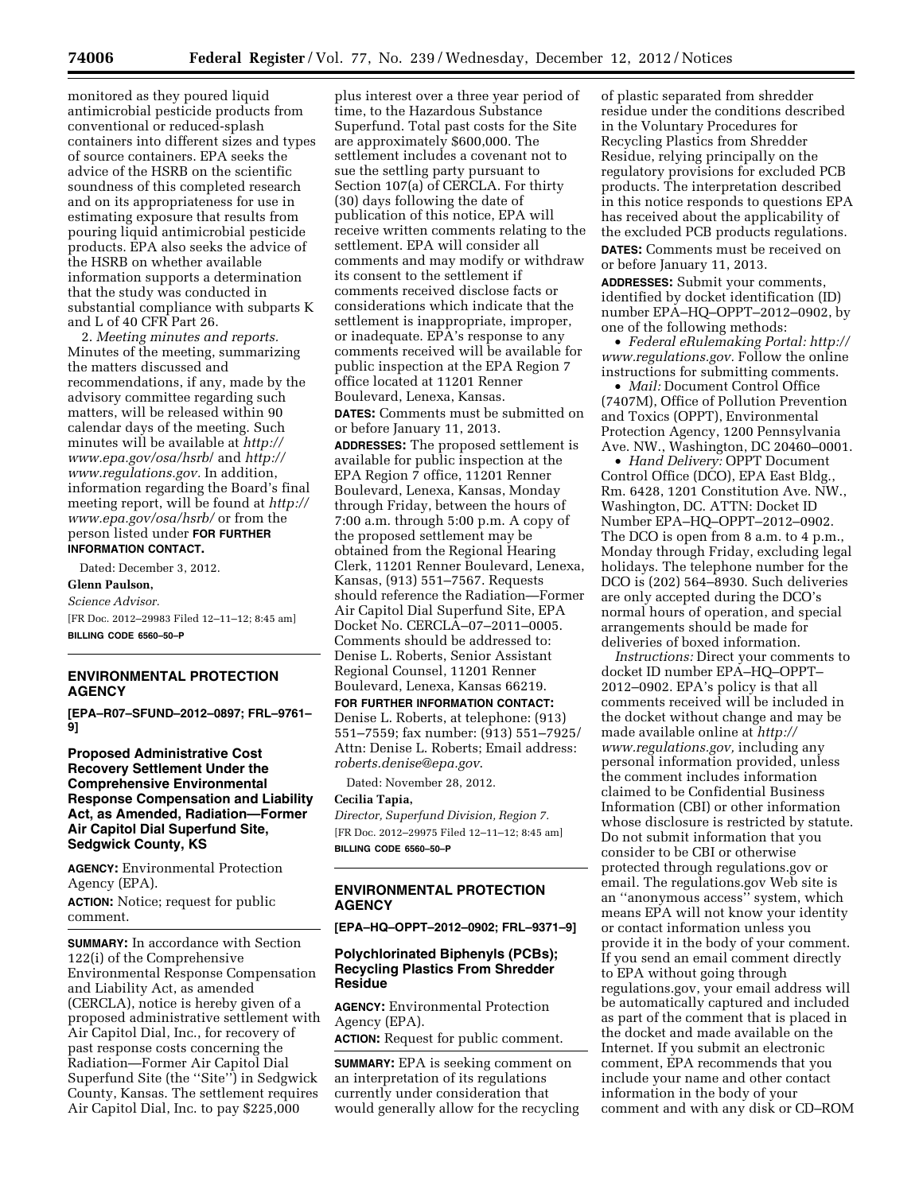monitored as they poured liquid antimicrobial pesticide products from conventional or reduced-splash containers into different sizes and types of source containers. EPA seeks the advice of the HSRB on the scientific soundness of this completed research and on its appropriateness for use in estimating exposure that results from pouring liquid antimicrobial pesticide products. EPA also seeks the advice of the HSRB on whether available information supports a determination that the study was conducted in substantial compliance with subparts K and L of 40 CFR Part 26.

2. *Meeting minutes and reports.* Minutes of the meeting, summarizing the matters discussed and recommendations, if any, made by the advisory committee regarding such matters, will be released within 90 calendar days of the meeting. Such minutes will be available at *http://www.epa.gov/osa/hsrb/* and *http://www.regulations.gov.* In addition, information regarding the Board's final meeting report, will be found at *http://www.epa.gov/osa/hsrb/* or from the person listed under **FOR FURTHER INFORMATION CONTACT.**

Dated: December 3, 2012.

**Glenn Paulson,**

*Science Advisor.*

[FR Doc. 2012–29983 Filed 12–11–12; 8:45 am]

**BILLING CODE 6560–50–P**

---

## ENVIRONMENTAL PROTECTION AGENCY

**[EPA–R07–SFUND–2012–0897; FRL–9761–9]**

### Proposed Administrative Cost Recovery Settlement Under the Comprehensive Environmental Response Compensation and Liability Act, as Amended, Radiation—Former Air Capitol Dial Superfund Site, Sedgwick County, KS

**AGENCY:** Environmental Protection Agency (EPA).

**ACTION:** Notice; request for public comment.

**SUMMARY:** In accordance with Section 122(i) of the Comprehensive Environmental Response Compensation and Liability Act, as amended (CERCLA), notice is hereby given of a proposed administrative settlement with Air Capitol Dial, Inc., for recovery of past response costs concerning the Radiation—Former Air Capitol Dial Superfund Site (the ''Site'') in Sedgwick County, Kansas. The settlement requires Air Capitol Dial, Inc. to pay $225,000 plus interest over a three year period of time, to the Hazardous Substance Superfund. Total past costs for the Site are approximately $600,000. The settlement includes a covenant not to sue the settling party pursuant to Section 107(a) of CERCLA. For thirty (30) days following the date of publication of this notice, EPA will receive written comments relating to the settlement. EPA will consider all comments and may modify or withdraw its consent to the settlement if comments received disclose facts or considerations which indicate that the settlement is inappropriate, improper, or inadequate. EPA's response to any comments received will be available for public inspection at the EPA Region 7 office located at 11201 Renner Boulevard, Lenexa, Kansas.

**DATES:** Comments must be submitted on or before January 11, 2013.

**ADDRESSES:** The proposed settlement is available for public inspection at the EPA Region 7 office, 11201 Renner Boulevard, Lenexa, Kansas, Monday through Friday, between the hours of 7:00 a.m. through 5:00 p.m. A copy of the proposed settlement may be obtained from the Regional Hearing Clerk, 11201 Renner Boulevard, Lenexa, Kansas, (913) 551–7567. Requests should reference the Radiation—Former Air Capitol Dial Superfund Site, EPA Docket No. CERCLA–07–2011–0005. Comments should be addressed to: Denise L. Roberts, Senior Assistant Regional Counsel, 11201 Renner Boulevard, Lenexa, Kansas 66219.

**FOR FURTHER INFORMATION CONTACT:** Denise L. Roberts, at telephone: (913) 551–7559; fax number: (913) 551–7925/ Attn: Denise L. Roberts; Email address: *roberts.denise@epa.gov.*

Dated: November 28, 2012.

**Cecilia Tapia,**

*Director, Superfund Division, Region 7.*

[FR Doc. 2012–29975 Filed 12–11–12; 8:45 am]

**BILLING CODE 6560–50–P**

---

## ENVIRONMENTAL PROTECTION AGENCY

**[EPA–HQ–OPPT–2012–0902; FRL–9371–9]**

### Polychlorinated Biphenyls (PCBs); Recycling Plastics From Shredder Residue

**AGENCY:** Environmental Protection Agency (EPA).

**ACTION:** Request for public comment.

**SUMMARY:** EPA is seeking comment on an interpretation of its regulations currently under consideration that would generally allow for the recycling of plastic separated from shredder residue under the conditions described in the Voluntary Procedures for Recycling Plastics from Shredder Residue, relying principally on the regulatory provisions for excluded PCB products. The interpretation described in this notice responds to questions EPA has received about the applicability of the excluded PCB products regulations.

**DATES:** Comments must be received on or before January 11, 2013.

**ADDRESSES:** Submit your comments, identified by docket identification (ID) number EPA–HQ–OPPT–2012–0902, by one of the following methods:

- *Federal eRulemaking Portal: http://www.regulations.gov.* Follow the online instructions for submitting comments.
- *Mail:* Document Control Office (7407M), Office of Pollution Prevention and Toxics (OPPT), Environmental Protection Agency, 1200 Pennsylvania Ave. NW., Washington, DC 20460–0001.
- *Hand Delivery:* OPPT Document Control Office (DCO), EPA East Bldg., Rm. 6428, 1201 Constitution Ave. NW., Washington, DC. ATTN: Docket ID Number EPA–HQ–OPPT–2012–0902. The DCO is open from 8 a.m. to 4 p.m., Monday through Friday, excluding legal holidays. The telephone number for the DCO is (202) 564–8930. Such deliveries are only accepted during the DCO's normal hours of operation, and special arrangements should be made for deliveries of boxed information.

*Instructions:* Direct your comments to docket ID number EPA–HQ–OPPT–2012–0902. EPA's policy is that all comments received will be included in the docket without change and may be made available online at *http://www.regulations.gov,* including any personal information provided, unless the comment includes information claimed to be Confidential Business Information (CBI) or other information whose disclosure is restricted by statute. Do not submit information that you consider to be CBI or otherwise protected through regulations.gov or email. The regulations.gov Web site is an ''anonymous access'' system, which means EPA will not know your identity or contact information unless you provide it in the body of your comment. If you send an email comment directly to EPA without going through regulations.gov, your email address will be automatically captured and included as part of the comment that is placed in the docket and made available on the Internet. If you submit an electronic comment, EPA recommends that you include your name and other contact information in the body of your comment and with any disk or CD–ROM